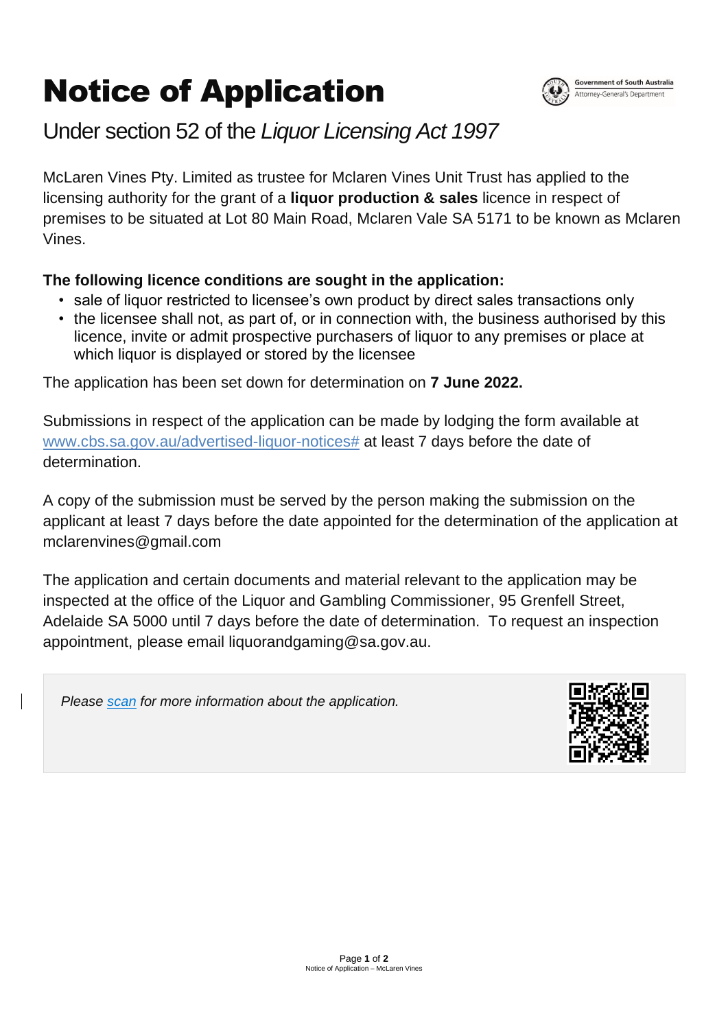# Notice of Application

## Under section 52 of the *Liquor Licensing Act 1997*

McLaren Vines Pty. Limited as trustee for Mclaren Vines Unit Trust has applied to the licensing authority for the grant of a **liquor production & sales** licence in respect of premises to be situated at Lot 80 Main Road, Mclaren Vale SA 5171 to be known as Mclaren Vines.

**The following licence conditions are sought in the application:**

- sale of liquor restricted to licensee's own product by direct sales transactions only
- the licensee shall not, as part of, or in connection with, the business authorised by this licence, invite or admit prospective purchasers of liquor to any premises or place at which liquor is displayed or stored by the licensee

The application has been set down for determination on **7 June 2022.**

Submissions in respect of the application can be made by lodging the form available at [www.cbs.sa.gov.au/advertised-liquor-notices#](www.cbs.sa.gov.au/advertised-liquor-notices#) at least 7 days before the date of determination.

A copy of the submission must be served by the person making the submission on the applicant at least 7 days before the date appointed for the determination of the application at mclarenvines@gmail.com

The application and certain documents and material relevant to the application may be inspected at the office of the Liquor and Gambling Commissioner, 95 Grenfell Street, Adelaide SA 5000 until 7 days before the date of determination. To request an inspection appointment, please email liquorandgaming@sa.gov.au.

*Please [scan](scan) for more information about the application.*